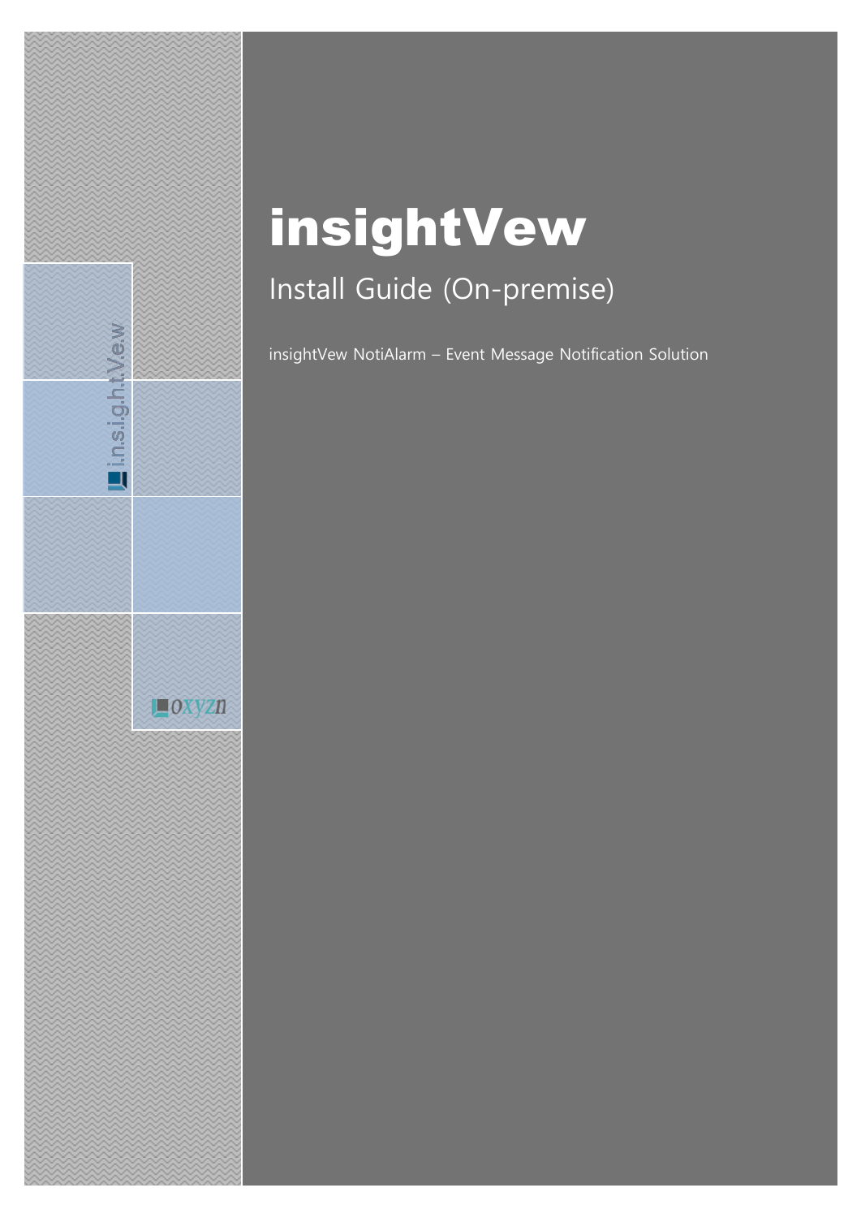# insightVew

## Install Guide (On-premise)

insightVew NotiAlarm – Event Message Notification Solution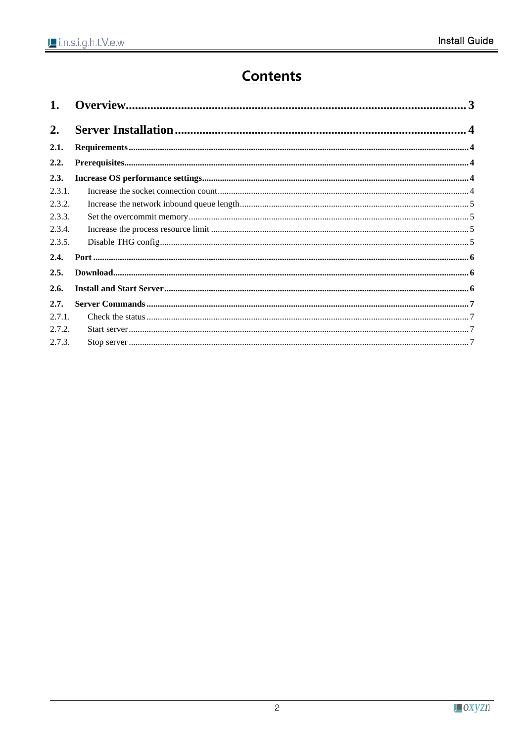# Contents

**1. Overview ........................................................ 3**

**2. Server Installation ........................................................ 4**

**2.1. Requirements ........................................................ 4**

**2.2. Prerequisites ........................................................ 4**

**2.3. Increase OS performance settings ........................................................ 4**

2.3.1. Increase the socket connection count ........................................................ 4

2.3.2. Increase the network inbound queue length ........................................................ 5

2.3.3. Set the overcommit memory ........................................................ 5

2.3.4. Increase the process resource limit ........................................................ 5

2.3.5. Disable THG config ........................................................ 5

**2.4. Port ........................................................ 6**

**2.5. Download ........................................................ 6**

**2.6. Install and Start Server ........................................................ 6**

**2.7. Server Commands ........................................................ 7**

2.7.1. Check the status ........................................................ 7

2.7.2. Start server ........................................................ 7

2.7.3. Stop server ........................................................ 7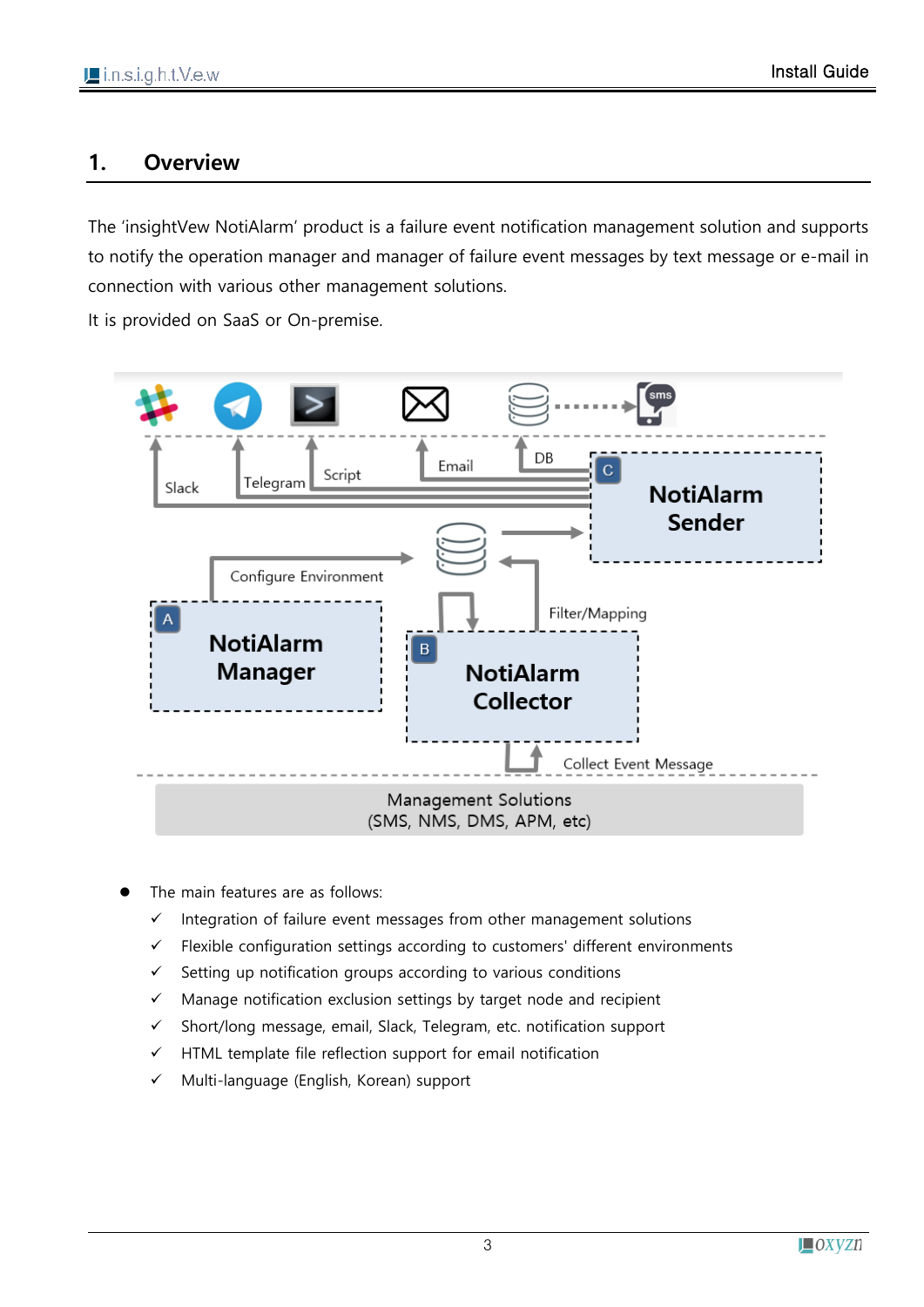# 1. Overview

The 'insightVew NotiAlarm' product is a failure event notification management solution and supports to notify the operation manager and manager of failure event messages by text message or e-mail in connection with various other management solutions.

It is provided on SaaS or On-premise.

- The main features are as follows:
  - ✓ Integration of failure event messages from other management solutions
  - ✓ Flexible configuration settings according to customers' different environments
  - ✓ Setting up notification groups according to various conditions
  - ✓ Manage notification exclusion settings by target node and recipient
  - ✓ Short/long message, email, Slack, Telegram, etc. notification support
  - ✓ HTML template file reflection support for email notification
  - ✓ Multi-language (English, Korean) support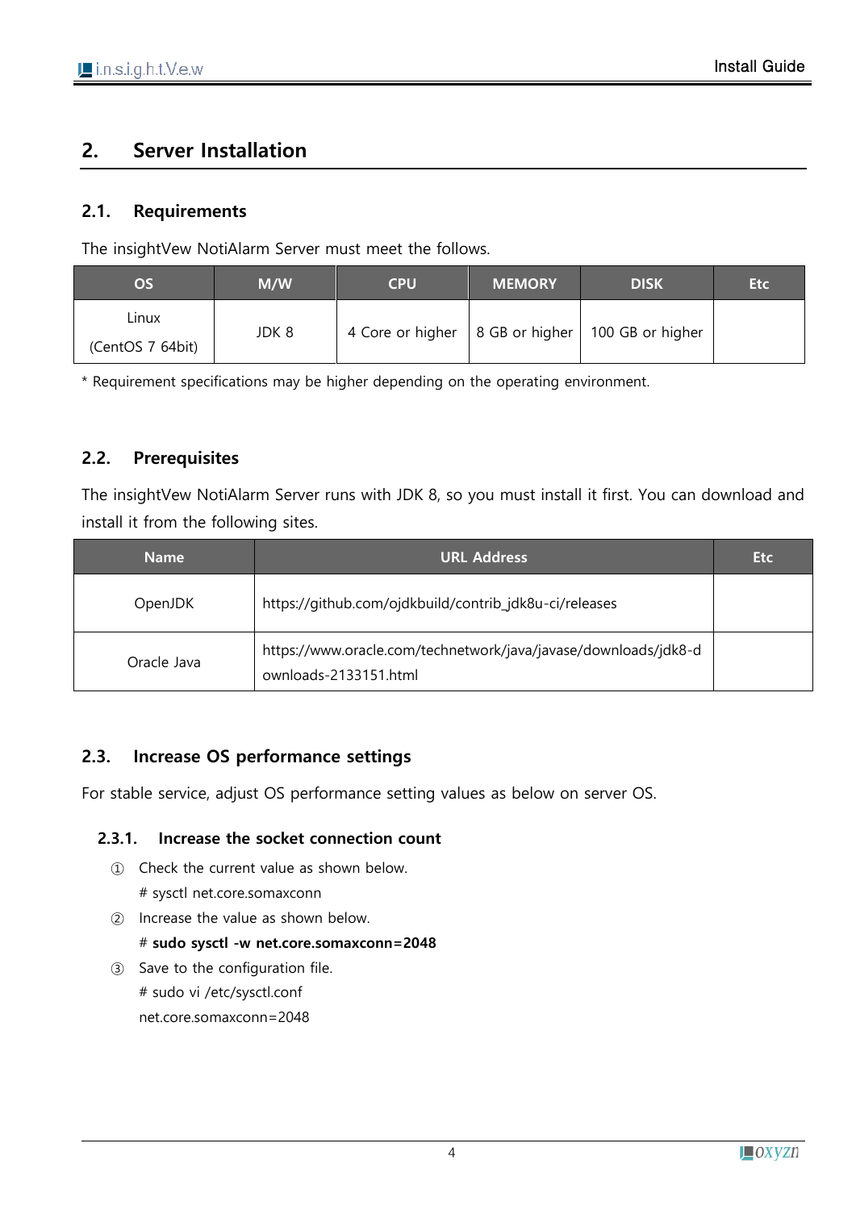## 2. Server Installation

### 2.1. Requirements

The insightVew NotiAlarm Server must meet the follows.

| OS | M/W | CPU | MEMORY | DISK | Etc |
|---|---|---|---|---|---|
| Linux (CentOS 7 64bit) | JDK 8 | 4 Core or higher | 8 GB or higher | 100 GB or higher | |

* Requirement specifications may be higher depending on the operating environment.

### 2.2. Prerequisites

The insightVew NotiAlarm Server runs with JDK 8, so you must install it first. You can download and install it from the following sites.

| Name | URL Address | Etc |
|---|---|---|
| OpenJDK | https://github.com/ojdkbuild/contrib_jdk8u-ci/releases | |
| Oracle Java | https://www.oracle.com/technetwork/java/javase/downloads/jdk8-downloads-2133151.html | |

### 2.3. Increase OS performance settings

For stable service, adjust OS performance setting values as below on server OS.

#### 2.3.1. Increase the socket connection count

① Check the current value as shown below.

\# sysctl net.core.somaxconn

② Increase the value as shown below.

**# sudo sysctl -w net.core.somaxconn=2048**

③ Save to the configuration file.

\# sudo vi /etc/sysctl.conf

net.core.somaxconn=2048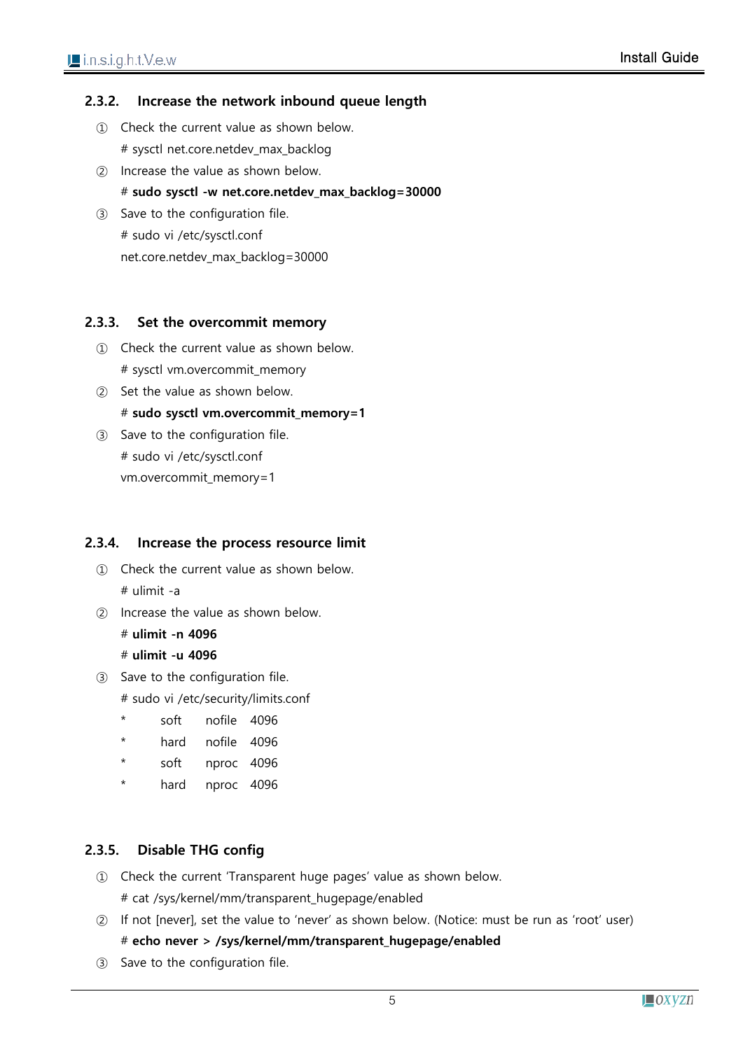### 2.3.2. Increase the network inbound queue length

① Check the current value as shown below.

# sysctl net.core.netdev_max_backlog

② Increase the value as shown below.

# **sudo sysctl -w net.core.netdev_max_backlog=30000**

③ Save to the configuration file.

# sudo vi /etc/sysctl.conf

net.core.netdev_max_backlog=30000

### 2.3.3. Set the overcommit memory

① Check the current value as shown below.

# sysctl vm.overcommit_memory

② Set the value as shown below.

# **sudo sysctl vm.overcommit_memory=1**

③ Save to the configuration file.

# sudo vi /etc/sysctl.conf

vm.overcommit_memory=1

### 2.3.4. Increase the process resource limit

① Check the current value as shown below.

# ulimit -a

② Increase the value as shown below.

# **ulimit -n 4096**

# **ulimit -u 4096**

③ Save to the configuration file.

# sudo vi /etc/security/limits.conf

```
*       soft    nofile   4096
*       hard    nofile   4096
*       soft    nproc    4096
*       hard    nproc    4096
```

### 2.3.5. Disable THG config

① Check the current 'Transparent huge pages' value as shown below.

# cat /sys/kernel/mm/transparent_hugepage/enabled

② If not [never], set the value to 'never' as shown below. (Notice: must be run as 'root' user)

# **echo never > /sys/kernel/mm/transparent_hugepage/enabled**

③ Save to the configuration file.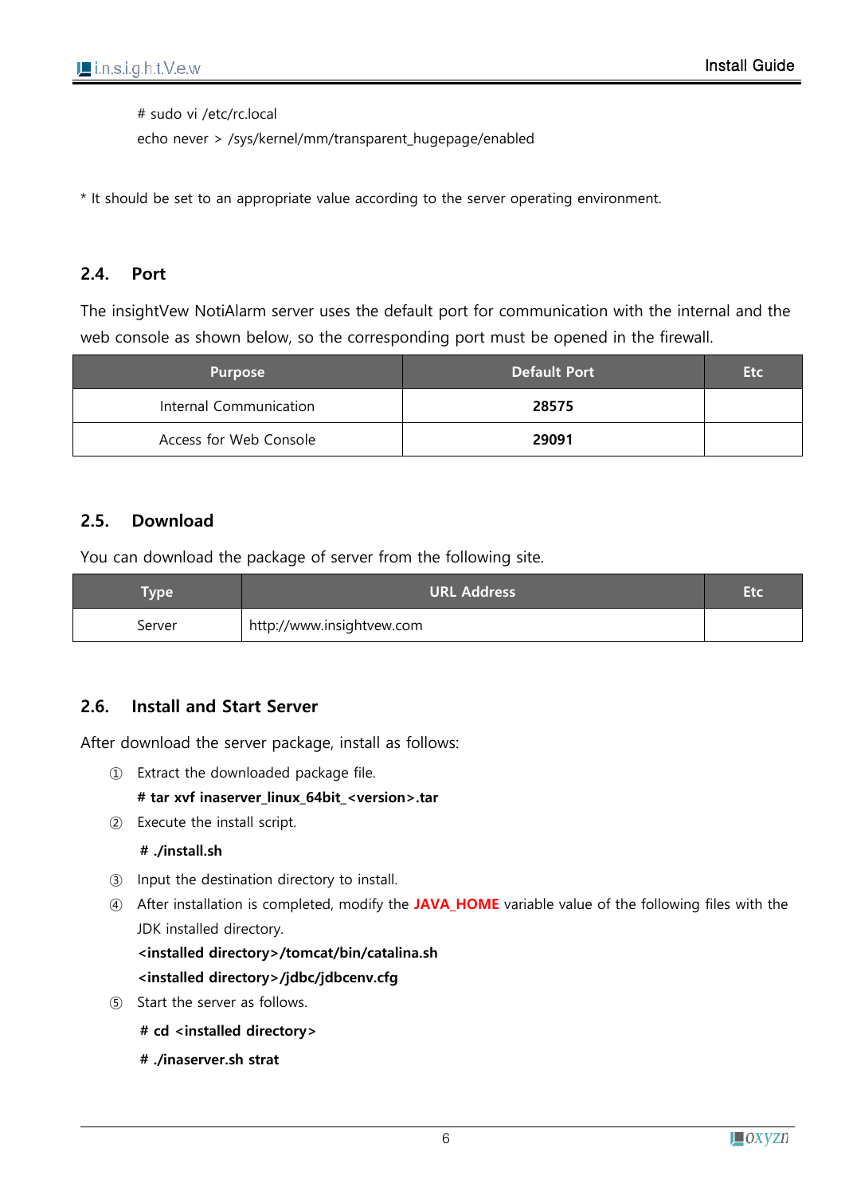```
# sudo vi /etc/rc.local
echo never > /sys/kernel/mm/transparent_hugepage/enabled
```

* It should be set to an appropriate value according to the server operating environment.

## 2.4. Port

The insightVew NotiAlarm server uses the default port for communication with the internal and the web console as shown below, so the corresponding port must be opened in the firewall.

| Purpose | Default Port | Etc |
|---|---|---|
| Internal Communication | **28575** | |
| Access for Web Console | **29091** | |

## 2.5. Download

You can download the package of server from the following site.

| Type | URL Address | Etc |
|---|---|---|
| Server | http://www.insightvew.com | |

## 2.6. Install and Start Server

After download the server package, install as follows:

① Extract the downloaded package file.

**# tar xvf inaserver_linux_64bit_<version>.tar**

② Execute the install script.

**# ./install.sh**

③ Input the destination directory to install.

④ After installation is completed, modify the **JAVA_HOME** variable value of the following files with the JDK installed directory.

**<installed directory>/tomcat/bin/catalina.sh**

**<installed directory>/jdbc/jdbcenv.cfg**

⑤ Start the server as follows.

**# cd <installed directory>**

**# ./inaserver.sh strat**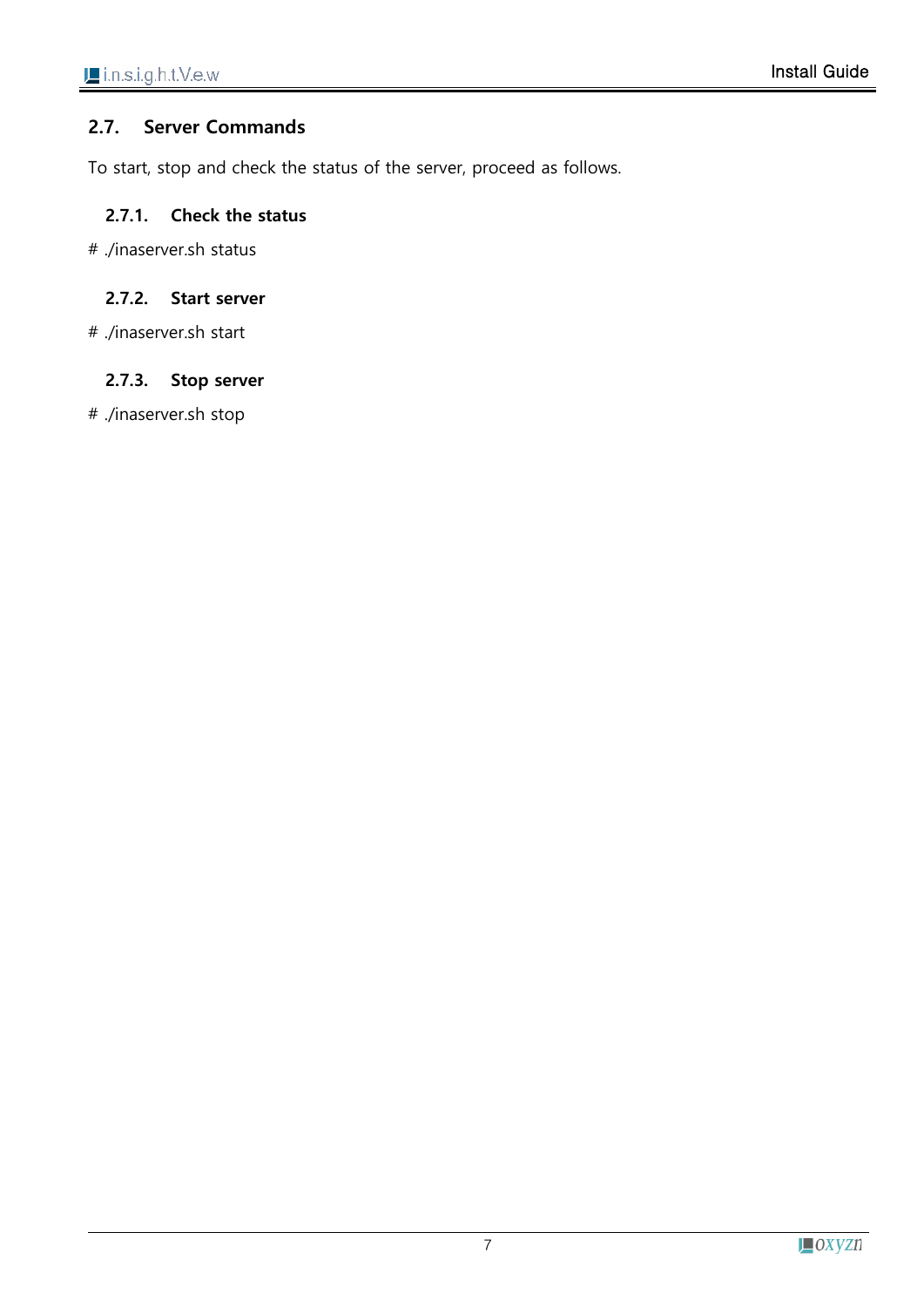## 2.7. Server Commands

To start, stop and check the status of the server, proceed as follows.

### 2.7.1. Check the status

# ./inaserver.sh status

### 2.7.2. Start server

# ./inaserver.sh start

### 2.7.3. Stop server

# ./inaserver.sh stop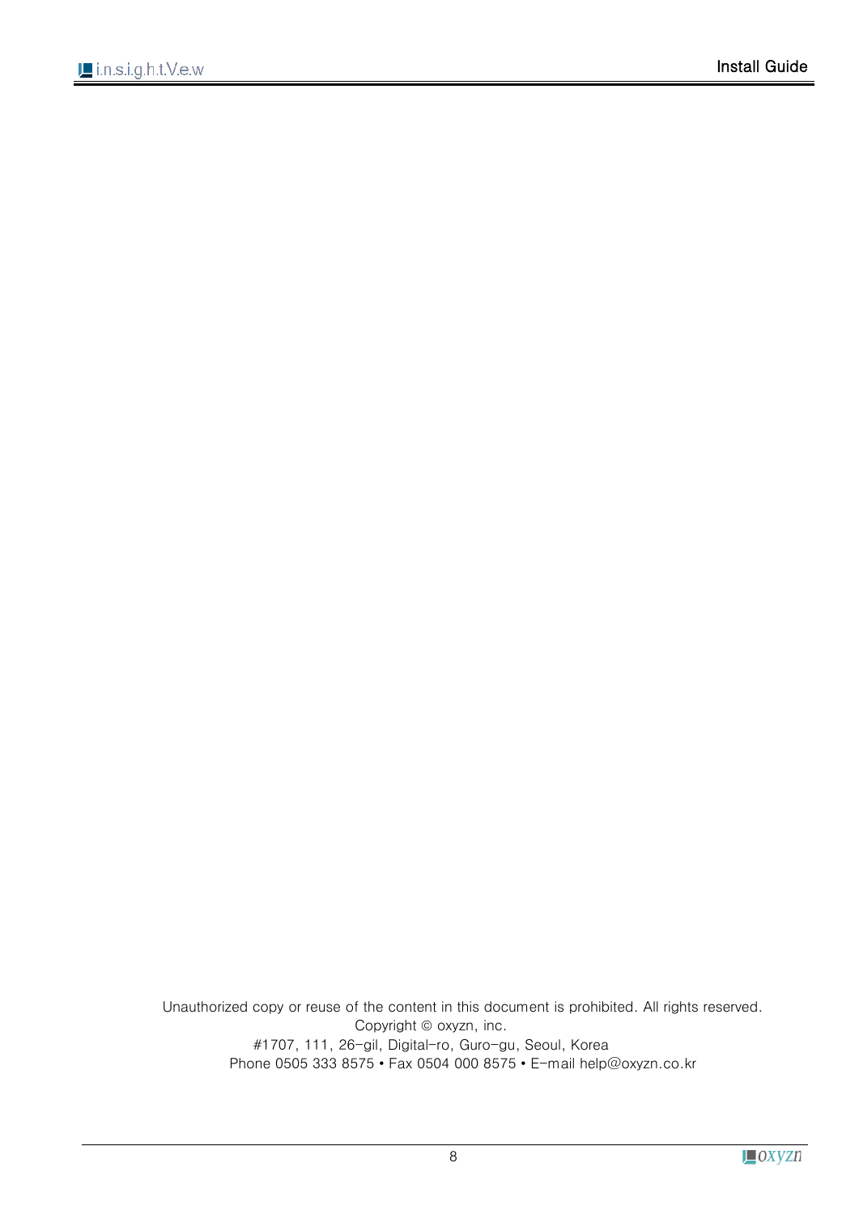Unauthorized copy or reuse of the content in this document is prohibited. All rights reserved.
Copyright © oxyzn, inc.
#1707, 111, 26-gil, Digital-ro, Guro-gu, Seoul, Korea
Phone 0505 333 8575 • Fax 0504 000 8575 • E-mail help@oxyzn.co.kr